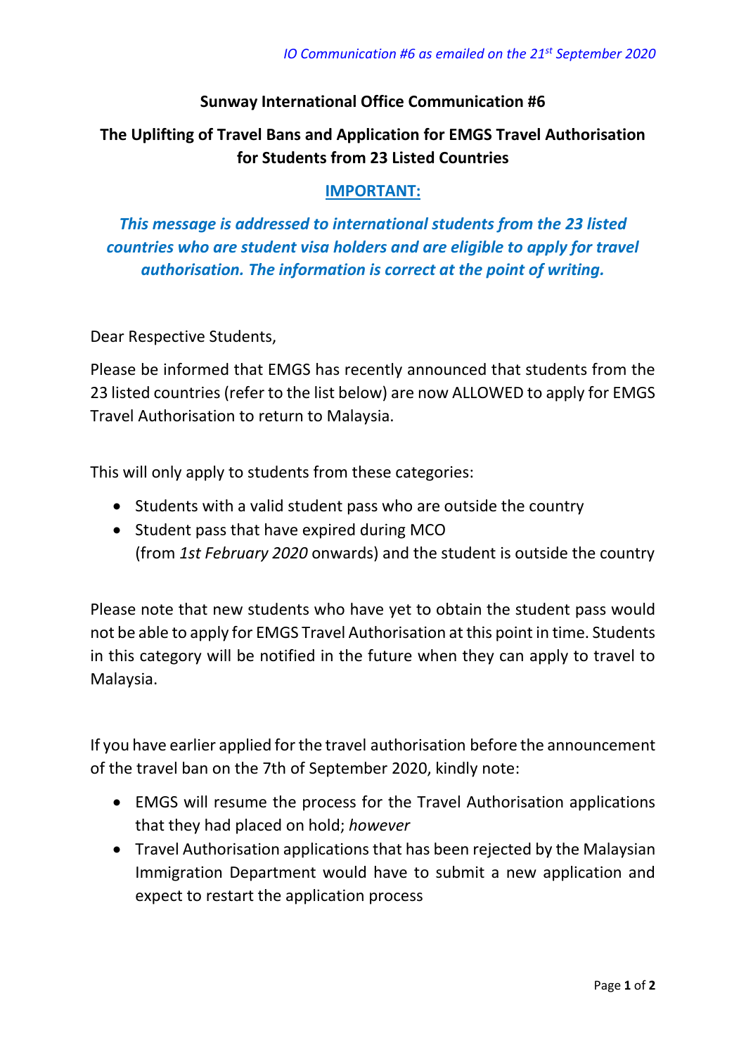*IO Communication #6 as emailed on the 21st September 2020*

**Sunway International Office Communication #6**

**The Uplifting of Travel Bans and Application for EMGS Travel Authorisation for Students from 23 Listed Countries**

**IMPORTANT:**

***This message is addressed to international students from the 23 listed countries who are student visa holders and are eligible to apply for travel authorisation. The information is correct at the point of writing.***

Dear Respective Students,

Please be informed that EMGS has recently announced that students from the 23 listed countries (refer to the list below) are now ALLOWED to apply for EMGS Travel Authorisation to return to Malaysia.

This will only apply to students from these categories:

- Students with a valid student pass who are outside the country
- Student pass that have expired during MCO (from *1st February 2020* onwards) and the student is outside the country

Please note that new students who have yet to obtain the student pass would not be able to apply for EMGS Travel Authorisation at this point in time. Students in this category will be notified in the future when they can apply to travel to Malaysia.

If you have earlier applied for the travel authorisation before the announcement of the travel ban on the 7th of September 2020, kindly note:

- EMGS will resume the process for the Travel Authorisation applications that they had placed on hold; *however*
- Travel Authorisation applications that has been rejected by the Malaysian Immigration Department would have to submit a new application and expect to restart the application process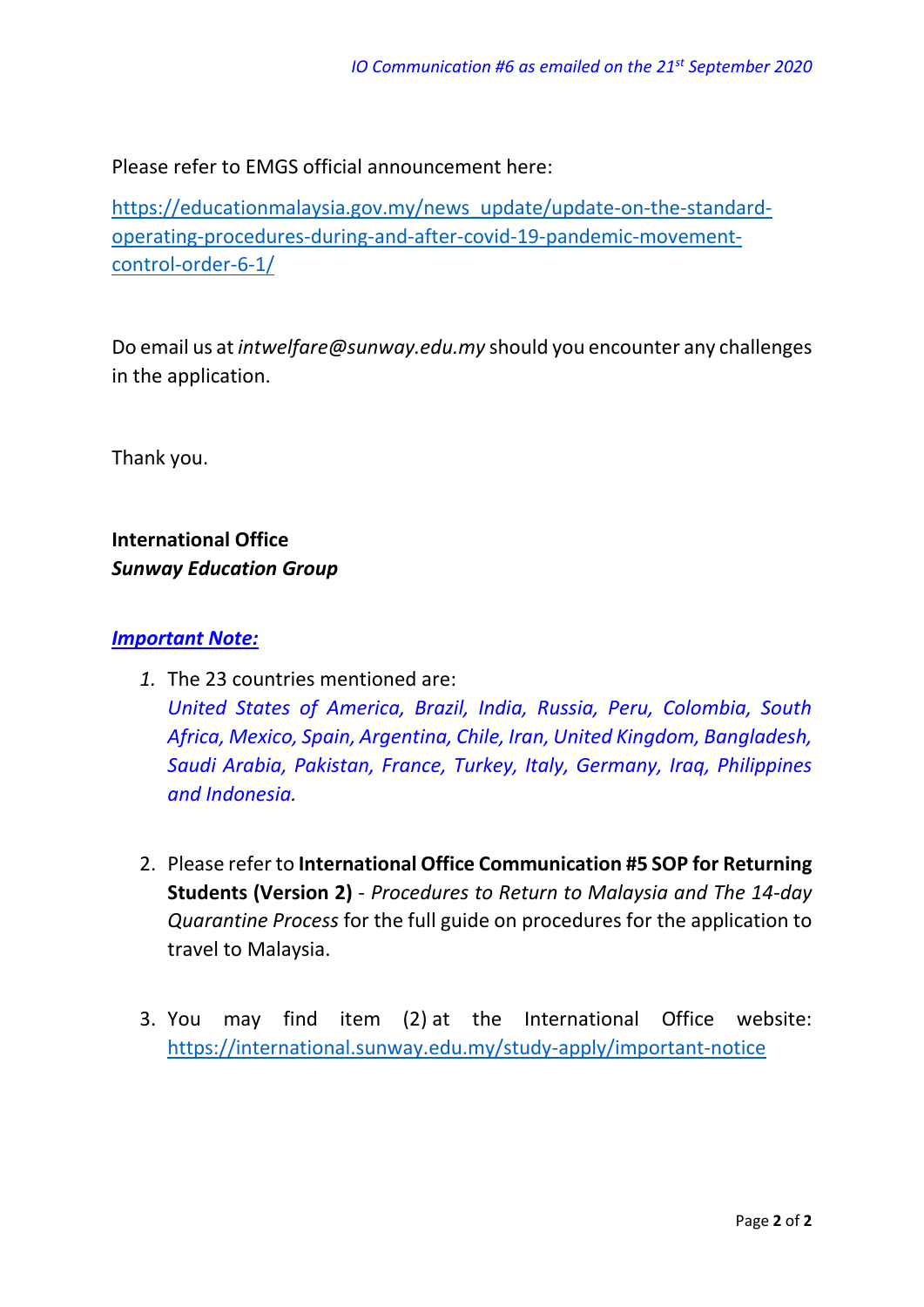*IO Communication #6 as emailed on the 21st September 2020*

Please refer to EMGS official announcement here:

https://educationmalaysia.gov.my/news_update/update-on-the-standard-operating-procedures-during-and-after-covid-19-pandemic-movement-control-order-6-1/

Do email us at *intwelfare@sunway.edu.my* should you encounter any challenges in the application.

Thank you.

**International Office**
***Sunway Education Group***

***Important Note:***

1. The 23 countries mentioned are:
   *United States of America, Brazil, India, Russia, Peru, Colombia, South Africa, Mexico, Spain, Argentina, Chile, Iran, United Kingdom, Bangladesh, Saudi Arabia, Pakistan, France, Turkey, Italy, Germany, Iraq, Philippines and Indonesia.*

2. Please refer to **International Office Communication #5 SOP for Returning Students (Version 2)** - *Procedures to Return to Malaysia and The 14-day Quarantine Process* for the full guide on procedures for the application to travel to Malaysia.

3. You may find item (2) at the International Office website: https://international.sunway.edu.my/study-apply/important-notice